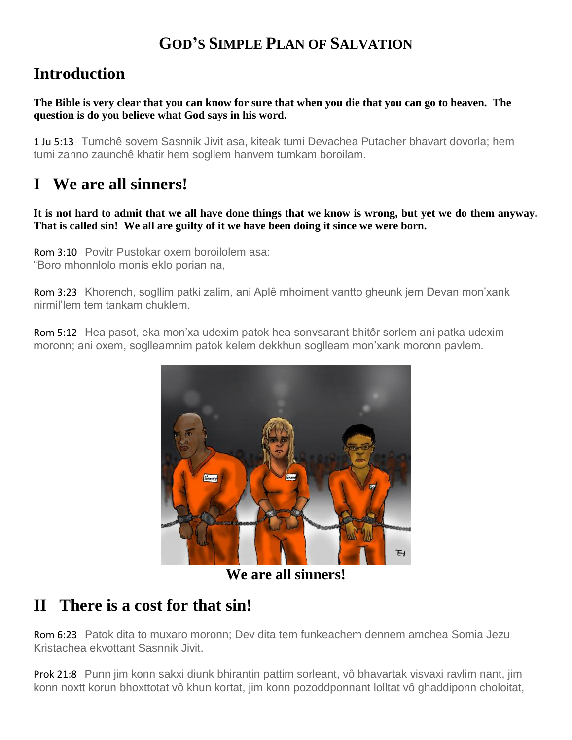# God's Simple Plan of Salvation

## Introduction

**The Bible is very clear that you can know for sure that when you die that you can go to heaven. The question is do you believe what God says in his word.**

1 Ju 5:13 Tumchê sovem Sasnnik Jivit asa, kiteak tumi Devachea Putacher bhavart dovorla; hem tumi zanno zaunchê khatir hem sogllem hanvem tumkam boroilam.

## I We are all sinners!

**It is not hard to admit that we all have done things that we know is wrong, but yet we do them anyway. That is called sin! We all are guilty of it we have been doing it since we were born.**

Rom 3:10 Povitr Pustokar oxem boroilolem asa:
"Boro mhonnlolo monis eklo porian na,

Rom 3:23 Khorench, sogllim patki zalim, ani Aplê mhoiment vantto gheunk jem Devan mon'xank nirmil'lem tem tankam chuklem.

Rom 5:12 Hea pasot, eka mon'xa udexim patok hea sonvsarant bhitôr sorlem ani patka udexim moronn; ani oxem, soglleamnim patok kelem dekkhun soglleam mon'xank moronn pavlem.

We are all sinners!

## II There is a cost for that sin!

Rom 6:23 Patok dita to muxaro moronn; Dev dita tem funkeachem dennem amchea Somia Jezu Kristachea ekvottant Sasnnik Jivit.

Prok 21:8 Punn jim konn sakxi diunk bhirantin pattim sorleant, vô bhavartak visvaxi ravlim nant, jim konn noxtt korun bhoxttotat vô khun kortat, jim konn pozoddponnant lolltat vô ghaddiponn choloitat,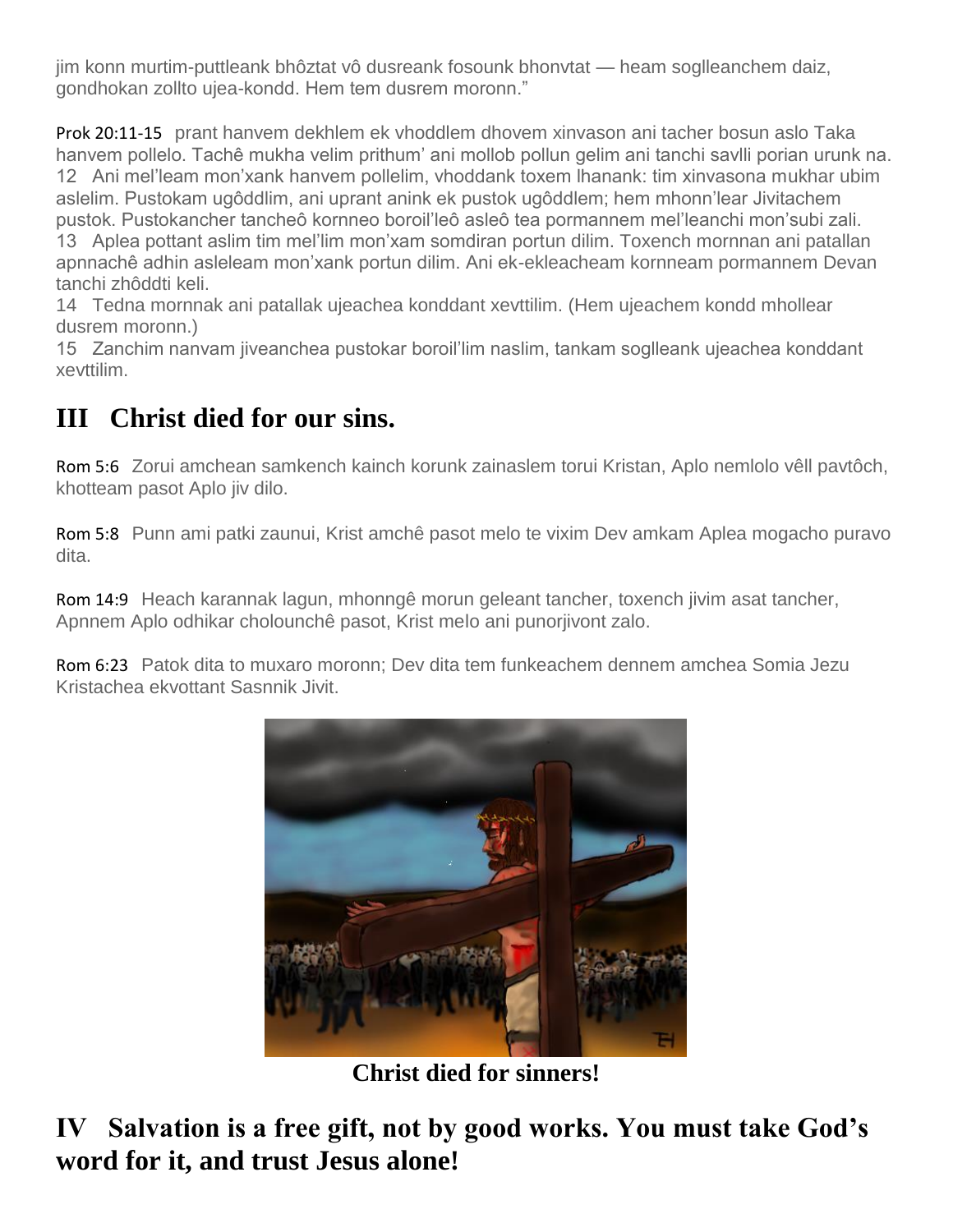jim konn murtim-puttleank bhôztat vô dusreank fosounk bhonvtat — heam soglleanchem daiz, gondhokan zollto ujea-kondd. Hem tem dusrem moronn."

Prok 20:11-15 prant hanvem dekhlem ek vhoddlem dhovem xinvason ani tacher bosun aslo Taka hanvem pollelo. Tachê mukha velim prithum' ani mollob pollun gelim ani tanchi savlli porian urunk na.
12 Ani mel'leam mon'xank hanvem pollelim, vhoddank toxem lhanank: tim xinvasona mukhar ubim aslelim. Pustokam ugôddlim, ani uprant anink ek pustok ugôddlem; hem mhonn'lear Jivitachem pustok. Pustokancher tancheô kornneo boroil'leô asleô tea pormannem mel'leanchi mon'subi zali.
13 Aplea pottant aslim tim mel'lim mon'xam somdiran portun dilim. Toxench mornnan ani patallan apnnachê adhin asleleam mon'xank portun dilim. Ani ek-ekleacheam kornneam pormannem Devan tanchi zhôddti keli.
14 Tedna mornnak ani patallak ujeachea konddant xevttilim. (Hem ujeachem kondd mhollear dusrem moronn.)
15 Zanchim nanvam jiveanchea pustokar boroil'lim naslim, tankam soglleank ujeachea konddant xevttilim.

## III Christ died for our sins.

Rom 5:6 Zorui amchean samkench kainch korunk zainaslem torui Kristan, Aplo nemlolo vêll pavtôch, khotteam pasot Aplo jiv dilo.

Rom 5:8 Punn ami patki zaunui, Krist amchê pasot melo te vixim Dev amkam Aplea mogacho puravo dita.

Rom 14:9 Heach karannak lagun, mhonngê morun geleant tancher, toxench jivim asat tancher, Apnnem Aplo odhikar cholounchê pasot, Krist melo ani punorjivont zalo.

Rom 6:23 Patok dita to muxaro moronn; Dev dita tem funkeachem dennem amchea Somia Jezu Kristachea ekvottant Sasnnik Jivit.

**Christ died for sinners!**

## IV Salvation is a free gift, not by good works. You must take God's word for it, and trust Jesus alone!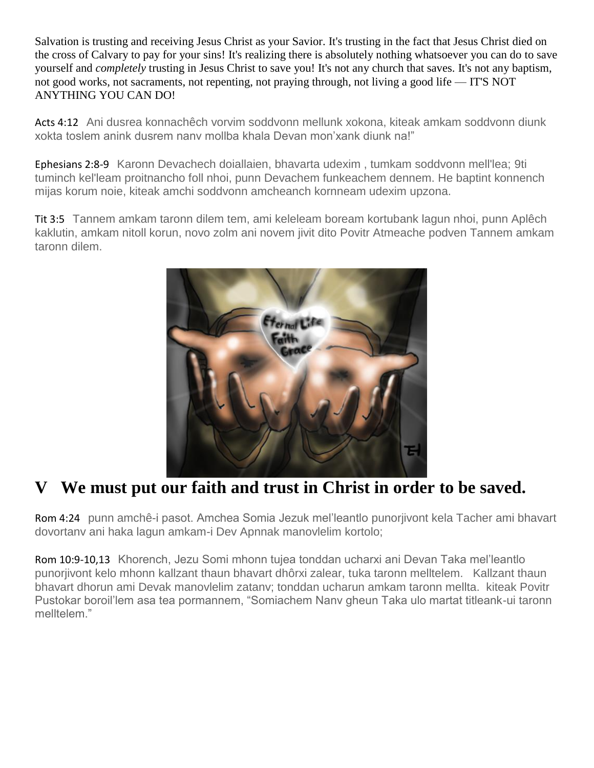Salvation is trusting and receiving Jesus Christ as your Savior. It's trusting in the fact that Jesus Christ died on the cross of Calvary to pay for your sins! It's realizing there is absolutely nothing whatsoever you can do to save yourself and *completely* trusting in Jesus Christ to save you! It's not any church that saves. It's not any baptism, not good works, not sacraments, not repenting, not praying through, not living a good life — IT'S NOT ANYTHING YOU CAN DO!

Acts 4:12 Ani dusrea konnachêch vorvim soddvonn mellunk xokona, kiteak amkam soddvonn diunk xokta toslem anink dusrem nanv mollba khala Devan mon'xank diunk na!"

Ephesians 2:8-9 Karonn Devachech doiallaien, bhavarta udexim , tumkam soddvonn mell'lea; 9ti tuminch kel'leam proitnancho foll nhoi, punn Devachem funkeachem dennem. He baptint konnench mijas korum noie, kiteak amchi soddvonn amcheanch kornneam udexim upzona.

Tit 3:5 Tannem amkam taronn dilem tem, ami keleleam boream kortubank lagun nhoi, punn Aplêch kaklutin, amkam nitoll korun, novo zolm ani novem jivit dito Povitr Atmeache podven Tannem amkam taronn dilem.

# V We must put our faith and trust in Christ in order to be saved.

Rom 4:24 punn amchê-i pasot. Amchea Somia Jezuk mel'leantlo punorjivont kela Tacher ami bhavart dovortanv ani haka lagun amkam-i Dev Apnnak manovlelim kortolo;

Rom 10:9-10,13 Khorench, Jezu Somi mhonn tujea tonddan ucharxi ani Devan Taka mel'leantlo punorjivont kelo mhonn kallzant thaun bhavart dhôrxi zalear, tuka taronn melltelem. Kallzant thaun bhavart dhorun ami Devak manovlelim zatanv; tonddan ucharun amkam taronn mellta. kiteak Povitr Pustokar boroil'lem asa tea pormannem, "Somiachem Nanv gheun Taka ulo martat titleank-ui taronn melltelem."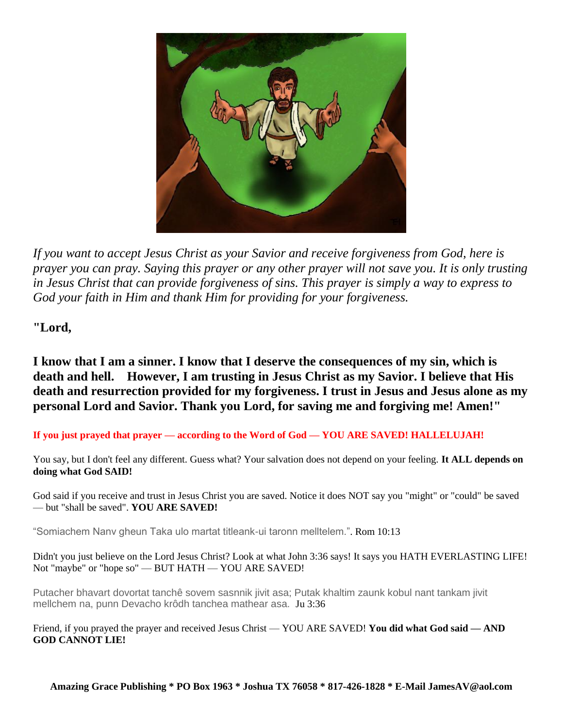*If you want to accept Jesus Christ as your Savior and receive forgiveness from God, here is prayer you can pray. Saying this prayer or any other prayer will not save you. It is only trusting in Jesus Christ that can provide forgiveness of sins. This prayer is simply a way to express to God your faith in Him and thank Him for providing for your forgiveness.*

**"Lord,**

**I know that I am a sinner. I know that I deserve the consequences of my sin, which is death and hell. However, I am trusting in Jesus Christ as my Savior. I believe that His death and resurrection provided for my forgiveness. I trust in Jesus and Jesus alone as my personal Lord and Savior. Thank you Lord, for saving me and forgiving me! Amen!"**

**If you just prayed that prayer — according to the Word of God — YOU ARE SAVED! HALLELUJAH!**

You say, but I don't feel any different. Guess what? Your salvation does not depend on your feeling. **It ALL depends on doing what God SAID!**

God said if you receive and trust in Jesus Christ you are saved. Notice it does NOT say you "might" or "could" be saved — but "shall be saved". **YOU ARE SAVED!**

"Somiachem Nanv gheun Taka ulo martat titleank-ui taronn melltelem.". Rom 10:13

Didn't you just believe on the Lord Jesus Christ? Look at what John 3:36 says! It says you HATH EVERLASTING LIFE! Not "maybe" or "hope so" — BUT HATH — YOU ARE SAVED!

Putacher bhavart dovortat tanchê sovem sasnnik jivit asa; Putak khaltim zaunk kobul nant tankam jivit mellchem na, punn Devacho krôdh tanchea mathear asa. Ju 3:36

Friend, if you prayed the prayer and received Jesus Christ — YOU ARE SAVED! **You did what God said — AND GOD CANNOT LIE!**

**Amazing Grace Publishing * PO Box 1963 * Joshua TX 76058 * 817-426-1828 * E-Mail JamesAV@aol.com**